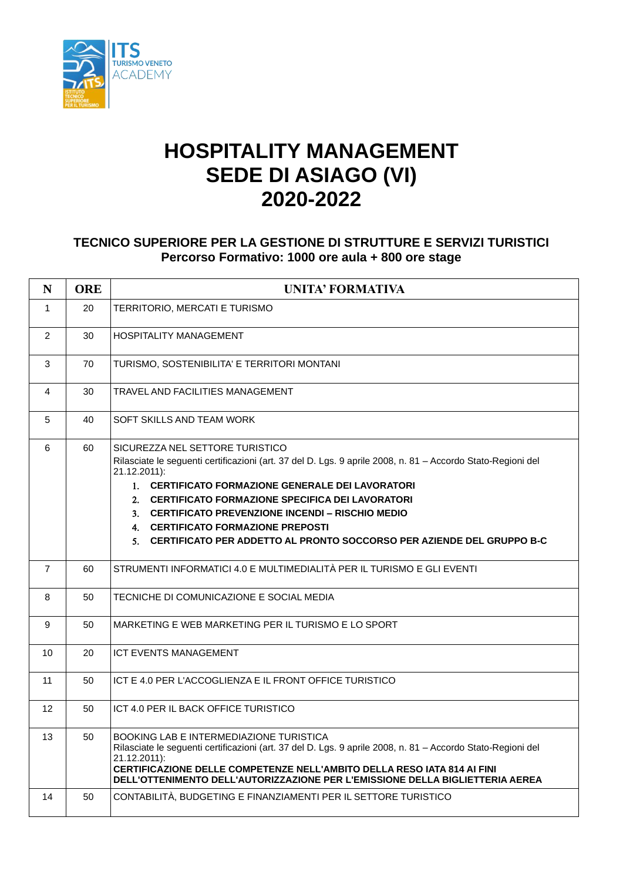# HOSPITALITY MANAGEMENT
# SEDE DI ASIAGO (VI)
# 2020-2022

## TECNICO SUPERIORE PER LA GESTIONE DI STRUTTURE E SERVIZI TURISTICI
**Percorso Formativo: 1000 ore aula + 800 ore stage**

| N | ORE | UNITA' FORMATIVA |
|---|---|---|
| 1 | 20 | TERRITORIO, MERCATI E TURISMO |
| 2 | 30 | HOSPITALITY MANAGEMENT |
| 3 | 70 | TURISMO, SOSTENIBILITA' E TERRITORI MONTANI |
| 4 | 30 | TRAVEL AND FACILITIES MANAGEMENT |
| 5 | 40 | SOFT SKILLS AND TEAM WORK |
| 6 | 60 | SICUREZZA NEL SETTORE TURISTICO<br>Rilasciate le seguenti certificazioni (art. 37 del D. Lgs. 9 aprile 2008, n. 81 – Accordo Stato-Regioni del 21.12.2011):<br>1. **CERTIFICATO FORMAZIONE GENERALE DEI LAVORATORI**<br>2. **CERTIFICATO FORMAZIONE SPECIFICA DEI LAVORATORI**<br>3. **CERTIFICATO PREVENZIONE INCENDI – RISCHIO MEDIO**<br>4. **CERTIFICATO FORMAZIONE PREPOSTI**<br>5. **CERTIFICATO PER ADDETTO AL PRONTO SOCCORSO PER AZIENDE DEL GRUPPO B-C** |
| 7 | 60 | STRUMENTI INFORMATICI 4.0 E MULTIMEDIALITÀ PER IL TURISMO E GLI EVENTI |
| 8 | 50 | TECNICHE DI COMUNICAZIONE E SOCIAL MEDIA |
| 9 | 50 | MARKETING E WEB MARKETING PER IL TURISMO E LO SPORT |
| 10 | 20 | ICT EVENTS MANAGEMENT |
| 11 | 50 | ICT E 4.0 PER L'ACCOGLIENZA E IL FRONT OFFICE TURISTICO |
| 12 | 50 | ICT 4.0 PER IL BACK OFFICE TURISTICO |
| 13 | 50 | BOOKING LAB E INTERMEDIAZIONE TURISTICA<br>Rilasciate le seguenti certificazioni (art. 37 del D. Lgs. 9 aprile 2008, n. 81 – Accordo Stato-Regioni del 21.12.2011):<br>**CERTIFICAZIONE DELLE COMPETENZE NELL'AMBITO DELLA RESO IATA 814 AI FINI DELL'OTTENIMENTO DELL'AUTORIZZAZIONE PER L'EMISSIONE DELLA BIGLIETTERIA AEREA** |
| 14 | 50 | CONTABILITÀ, BUDGETING E FINANZIAMENTI PER IL SETTORE TURISTICO |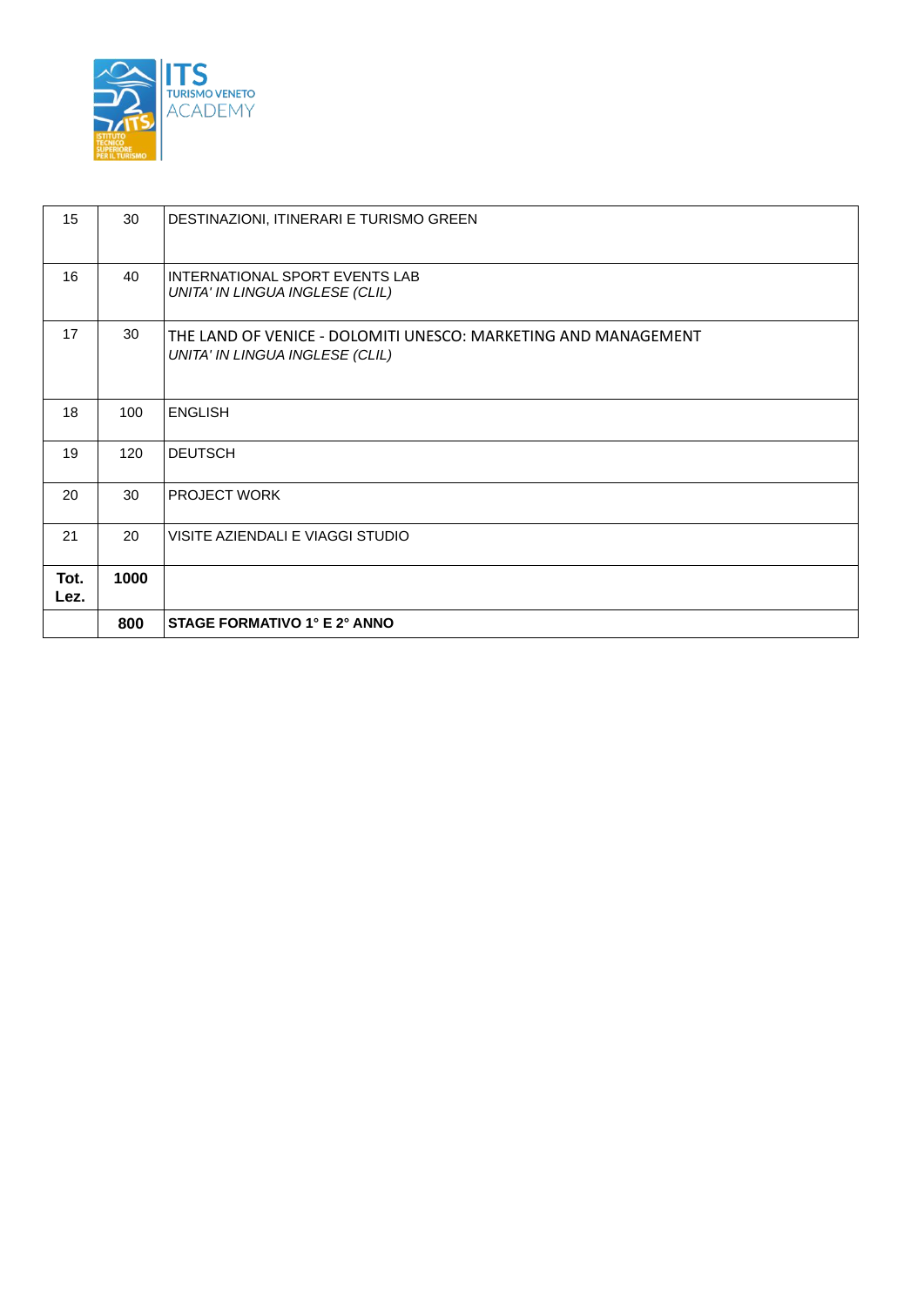| | | |
|---|---|---|
| 15 | 30 | DESTINAZIONI, ITINERARI E TURISMO GREEN |
| 16 | 40 | INTERNATIONAL SPORT EVENTS LAB<br>*UNITA' IN LINGUA INGLESE (CLIL)* |
| 17 | 30 | THE LAND OF VENICE - DOLOMITI UNESCO: MARKETING AND MANAGEMENT<br>*UNITA' IN LINGUA INGLESE (CLIL)* |
| 18 | 100 | ENGLISH |
| 19 | 120 | DEUTSCH |
| 20 | 30 | PROJECT WORK |
| 21 | 20 | VISITE AZIENDALI E VIAGGI STUDIO |
| **Tot. Lez.** | **1000** | |
| | **800** | **STAGE FORMATIVO 1° E 2° ANNO** |